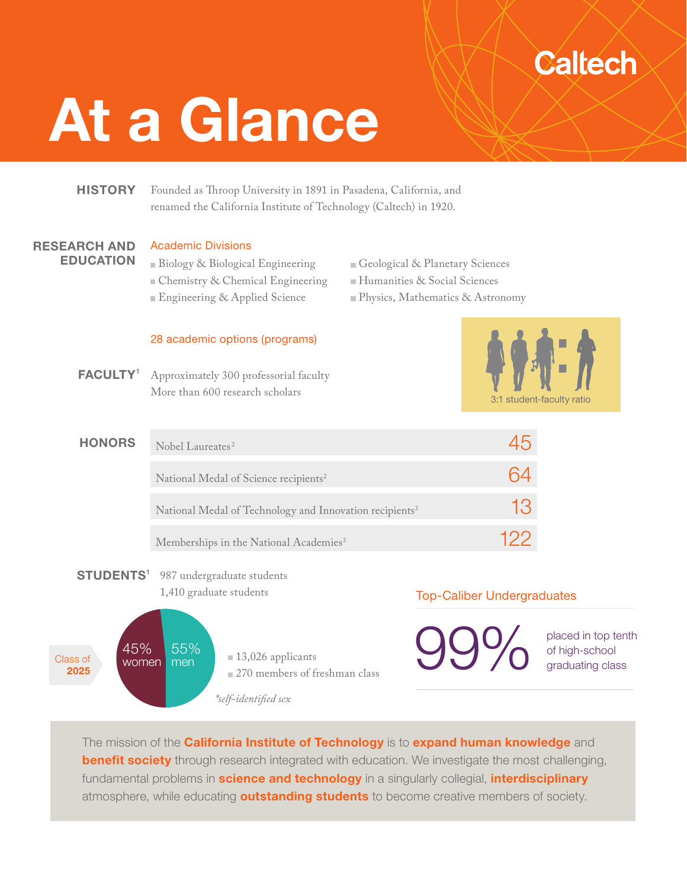Caltech

# At a Glance

## HISTORY

Founded as Throop University in 1891 in Pasadena, California, and renamed the California Institute of Technology (Caltech) in 1920.

## RESEARCH AND EDUCATION

### Academic Divisions

- Biology & Biological Engineering
- Chemistry & Chemical Engineering
- Engineering & Applied Science
- Geological & Planetary Sciences
- Humanities & Social Sciences
- Physics, Mathematics & Astronomy

28 academic options (programs)

## FACULTY[1]

Approximately 300 professorial faculty
More than 600 research scholars

3:1 student-faculty ratio

## HONORS

| | |
|---|---|
| Nobel Laureates[2] | 45 |
| National Medal of Science recipients[2] | 64 |
| National Medal of Technology and Innovation recipients[3] | 13 |
| Memberships in the National Academies[3] | 122 |

## STUDENTS[1]

987 undergraduate students
1,410 graduate students

**Class of 2025**

- 45% women
- 55% men

- 13,026 applicants
- 270 members of freshman class

*self-identified sex

### Top-Caliber Undergraduates

99% placed in top tenth of high-school graduating class

The mission of the **California Institute of Technology** is to **expand human knowledge** and **benefit society** through research integrated with education. We investigate the most challenging, fundamental problems in **science and technology** in a singularly collegial, **interdisciplinary** atmosphere, while educating **outstanding students** to become creative members of society.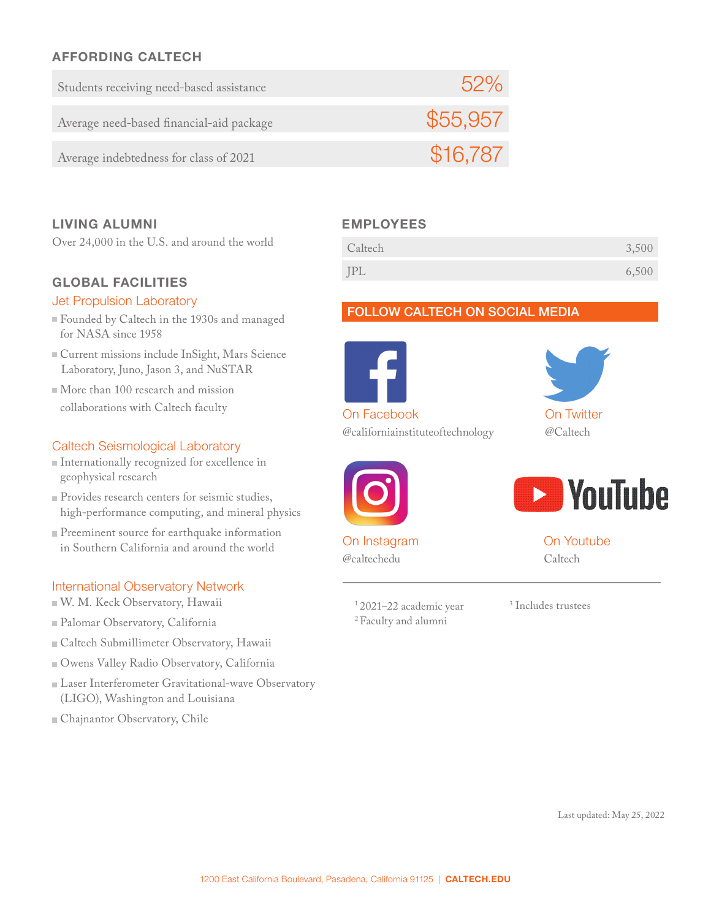## AFFORDING CALTECH

| | |
|---|---|
| Students receiving need-based assistance | 52% |
| Average need-based financial-aid package | $55,957 |
| Average indebtedness for class of 2021 | $16,787 |

## LIVING ALUMNI

Over 24,000 in the U.S. and around the world

## GLOBAL FACILITIES

### Jet Propulsion Laboratory

- Founded by Caltech in the 1930s and managed for NASA since 1958
- Current missions include InSight, Mars Science Laboratory, Juno, Jason 3, and NuSTAR
- More than 100 research and mission collaborations with Caltech faculty

### Caltech Seismological Laboratory

- Internationally recognized for excellence in geophysical research
- Provides research centers for seismic studies, high-performance computing, and mineral physics
- Preeminent source for earthquake information in Southern California and around the world

### International Observatory Network

- W. M. Keck Observatory, Hawaii
- Palomar Observatory, California
- Caltech Submillimeter Observatory, Hawaii
- Owens Valley Radio Observatory, California
- Laser Interferometer Gravitational-wave Observatory (LIGO), Washington and Louisiana
- Chajnantor Observatory, Chile

## EMPLOYEES

| | |
|---|---|
| Caltech | 3,500 |
| JPL | 6,500 |

## FOLLOW CALTECH ON SOCIAL MEDIA

On Facebook
@californiainstituteoftechnology

On Twitter
@Caltech

On Instagram
@caltechedu

On Youtube
Caltech

[1] 2021–22 academic year
[2] Faculty and alumni
[3] Includes trustees

Last updated: May 25, 2022

1200 East California Boulevard, Pasadena, California 91125 | CALTECH.EDU